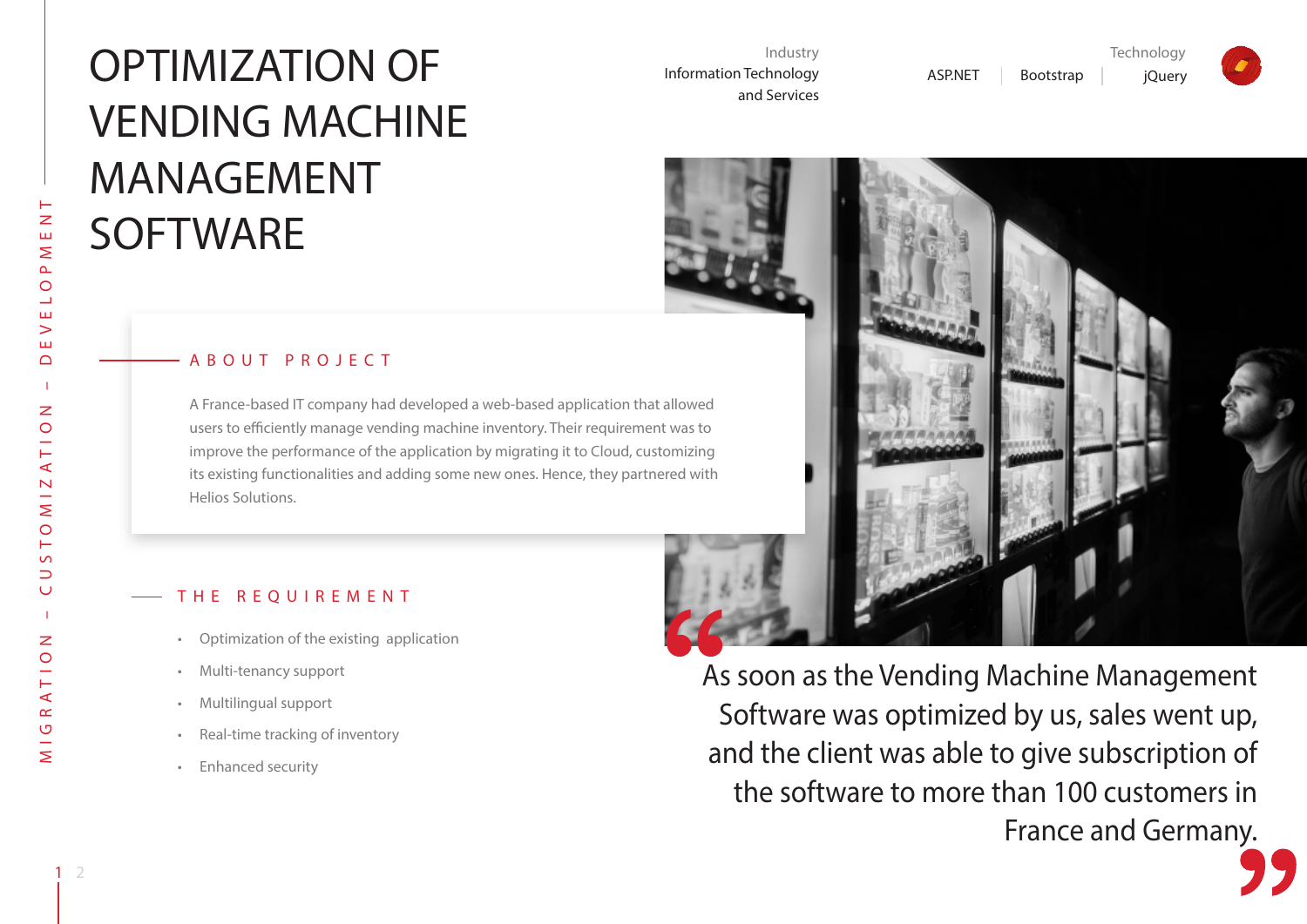# OPTIMIZATION OF VENDING MACHINE MANAGEMENT SOFTWARE

MIGRATION – CUSTOMIZATION – DEVELOPMENT

Industry
Information Technology and Services

Technology
ASP.NET | Bootstrap | jQuery

## ABOUT PROJECT

A France-based IT company had developed a web-based application that allowed users to efficiently manage vending machine inventory. Their requirement was to improve the performance of the application by migrating it to Cloud, customizing its existing functionalities and adding some new ones. Hence, they partnered with Helios Solutions.

## THE REQUIREMENT

- Optimization of the existing application
- Multi-tenancy support
- Multilingual support
- Real-time tracking of inventory
- Enhanced security

> “As soon as the Vending Machine Management Software was optimized by us, sales went up, and the client was able to give subscription of the software to more than 100 customers in France and Germany.”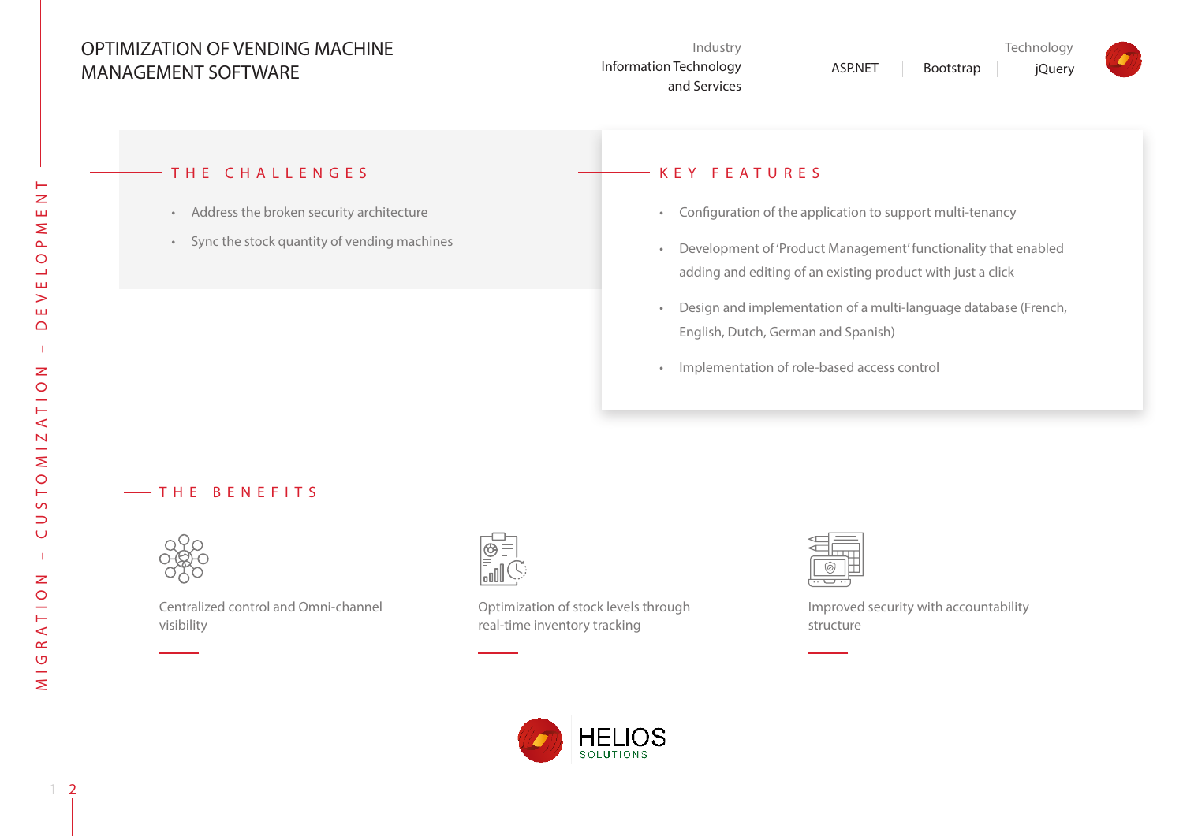# OPTIMIZATION OF VENDING MACHINE MANAGEMENT SOFTWARE

Industry
Information Technology and Services

Technology
ASP.NET | Bootstrap | jQuery

MIGRATION – CUSTOMIZATION – DEVELOPMENT

## THE CHALLENGES

- Address the broken security architecture
- Sync the stock quantity of vending machines

## KEY FEATURES

- Configuration of the application to support multi-tenancy
- Development of 'Product Management' functionality that enabled adding and editing of an existing product with just a click
- Design and implementation of a multi-language database (French, English, Dutch, German and Spanish)
- Implementation of role-based access control

## THE BENEFITS

- Centralized control and Omni-channel visibility
- Optimization of stock levels through real-time inventory tracking
- Improved security with accountability structure

HELIOS SOLUTIONS